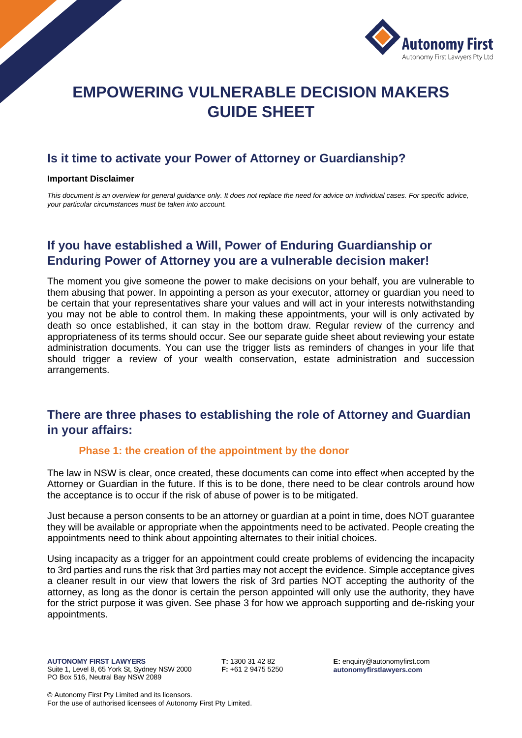# EMPOWERING VULNERABLE DECISION MAKERS GUIDE SHEET

## Is it time to activate your Power of Attorney or Guardianship?

**Important Disclaimer**

*This document is an overview for general guidance only. It does not replace the need for advice on individual cases. For specific advice, your particular circumstances must be taken into account.*

## If you have established a Will, Power of Enduring Guardianship or Enduring Power of Attorney you are a vulnerable decision maker!

The moment you give someone the power to make decisions on your behalf, you are vulnerable to them abusing that power. In appointing a person as your executor, attorney or guardian you need to be certain that your representatives share your values and will act in your interests notwithstanding you may not be able to control them. In making these appointments, your will is only activated by death so once established, it can stay in the bottom draw. Regular review of the currency and appropriateness of its terms should occur. See our separate guide sheet about reviewing your estate administration documents. You can use the trigger lists as reminders of changes in your life that should trigger a review of your wealth conservation, estate administration and succession arrangements.

## There are three phases to establishing the role of Attorney and Guardian in your affairs:

### Phase 1: the creation of the appointment by the donor

The law in NSW is clear, once created, these documents can come into effect when accepted by the Attorney or Guardian in the future. If this is to be done, there need to be clear controls around how the acceptance is to occur if the risk of abuse of power is to be mitigated.

Just because a person consents to be an attorney or guardian at a point in time, does NOT guarantee they will be available or appropriate when the appointments need to be activated. People creating the appointments need to think about appointing alternates to their initial choices.

Using incapacity as a trigger for an appointment could create problems of evidencing the incapacity to 3rd parties and runs the risk that 3rd parties may not accept the evidence. Simple acceptance gives a cleaner result in our view that lowers the risk of 3rd parties NOT accepting the authority of the attorney, as long as the donor is certain the person appointed will only use the authority, they have for the strict purpose it was given. See phase 3 for how we approach supporting and de-risking your appointments.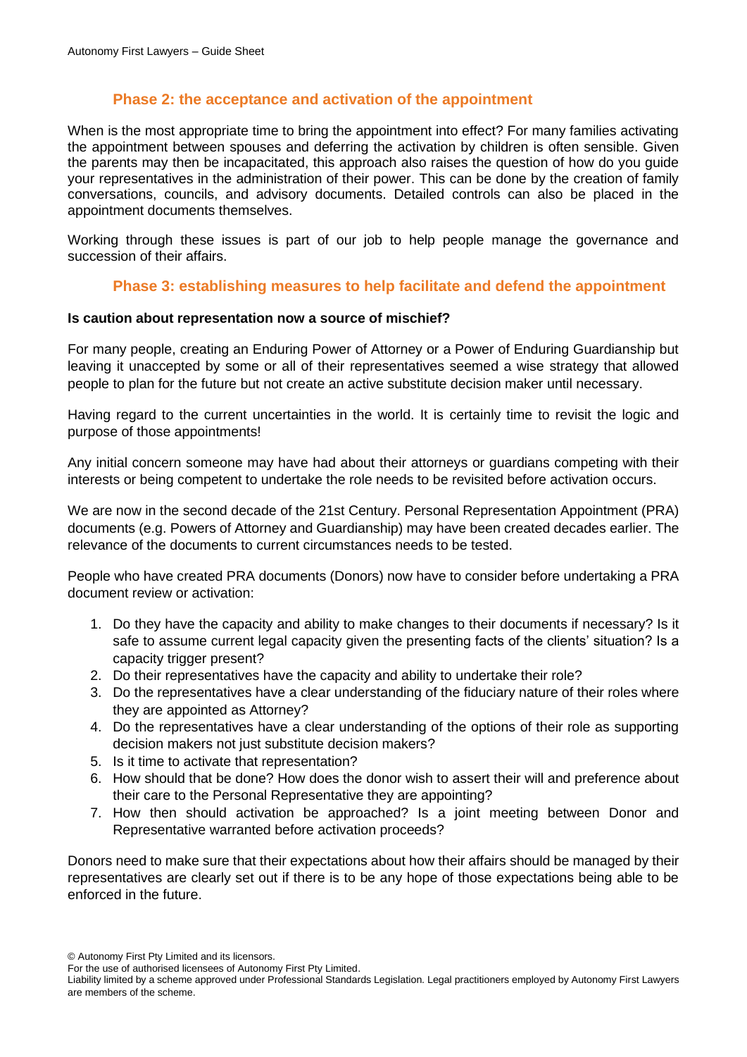## Phase 2: the acceptance and activation of the appointment

When is the most appropriate time to bring the appointment into effect? For many families activating the appointment between spouses and deferring the activation by children is often sensible. Given the parents may then be incapacitated, this approach also raises the question of how do you guide your representatives in the administration of their power. This can be done by the creation of family conversations, councils, and advisory documents. Detailed controls can also be placed in the appointment documents themselves.

Working through these issues is part of our job to help people manage the governance and succession of their affairs.

## Phase 3: establishing measures to help facilitate and defend the appointment

**Is caution about representation now a source of mischief?**

For many people, creating an Enduring Power of Attorney or a Power of Enduring Guardianship but leaving it unaccepted by some or all of their representatives seemed a wise strategy that allowed people to plan for the future but not create an active substitute decision maker until necessary.

Having regard to the current uncertainties in the world. It is certainly time to revisit the logic and purpose of those appointments!

Any initial concern someone may have had about their attorneys or guardians competing with their interests or being competent to undertake the role needs to be revisited before activation occurs.

We are now in the second decade of the 21st Century. Personal Representation Appointment (PRA) documents (e.g. Powers of Attorney and Guardianship) may have been created decades earlier. The relevance of the documents to current circumstances needs to be tested.

People who have created PRA documents (Donors) now have to consider before undertaking a PRA document review or activation:

1. Do they have the capacity and ability to make changes to their documents if necessary? Is it safe to assume current legal capacity given the presenting facts of the clients' situation? Is a capacity trigger present?
2. Do their representatives have the capacity and ability to undertake their role?
3. Do the representatives have a clear understanding of the fiduciary nature of their roles where they are appointed as Attorney?
4. Do the representatives have a clear understanding of the options of their role as supporting decision makers not just substitute decision makers?
5. Is it time to activate that representation?
6. How should that be done? How does the donor wish to assert their will and preference about their care to the Personal Representative they are appointing?
7. How then should activation be approached? Is a joint meeting between Donor and Representative warranted before activation proceeds?

Donors need to make sure that their expectations about how their affairs should be managed by their representatives are clearly set out if there is to be any hope of those expectations being able to be enforced in the future.

© Autonomy First Pty Limited and its licensors.
For the use of authorised licensees of Autonomy First Pty Limited.
Liability limited by a scheme approved under Professional Standards Legislation. Legal practitioners employed by Autonomy First Lawyers are members of the scheme.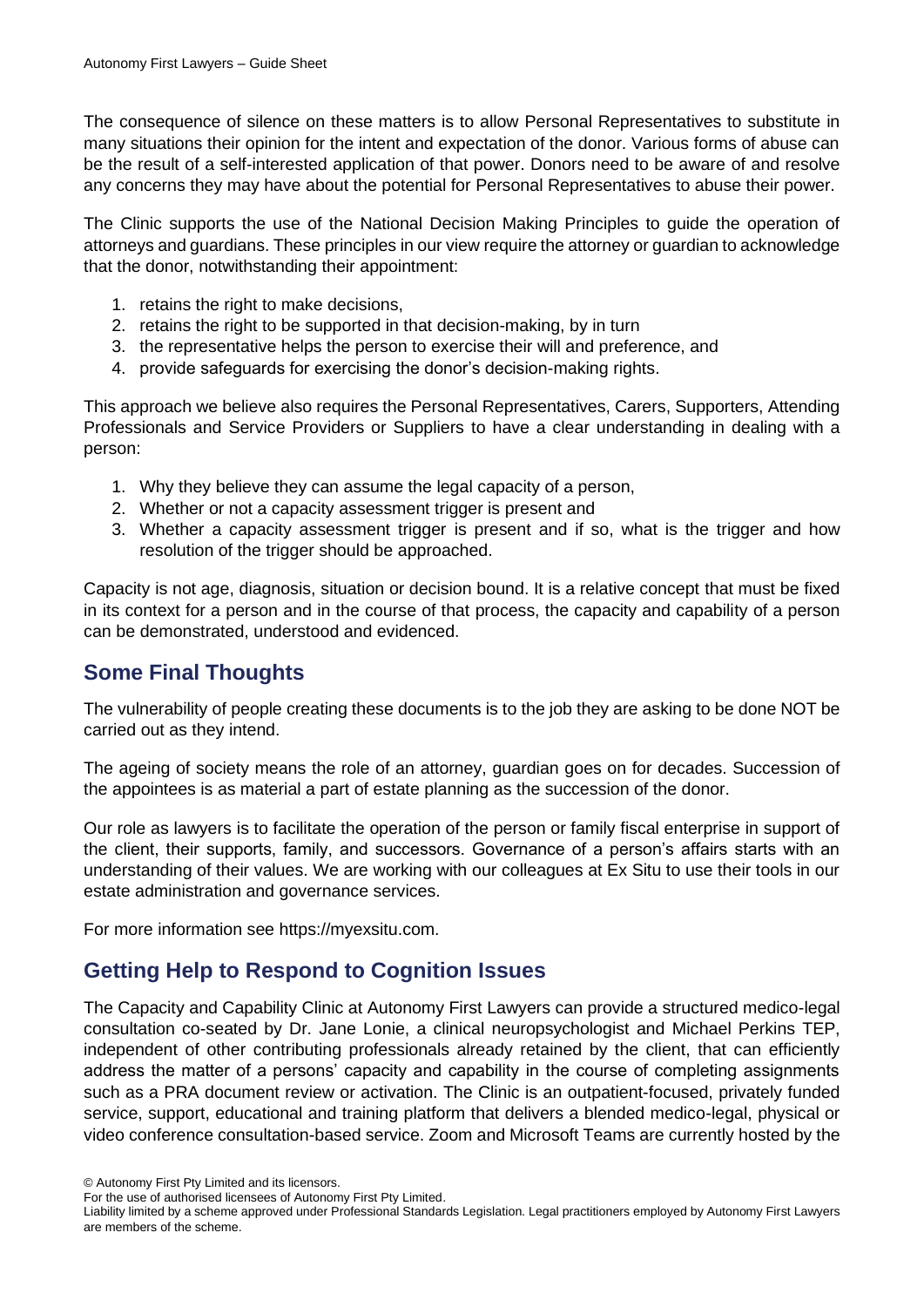The consequence of silence on these matters is to allow Personal Representatives to substitute in many situations their opinion for the intent and expectation of the donor. Various forms of abuse can be the result of a self-interested application of that power. Donors need to be aware of and resolve any concerns they may have about the potential for Personal Representatives to abuse their power.

The Clinic supports the use of the National Decision Making Principles to guide the operation of attorneys and guardians. These principles in our view require the attorney or guardian to acknowledge that the donor, notwithstanding their appointment:

1. retains the right to make decisions,
2. retains the right to be supported in that decision-making, by in turn
3. the representative helps the person to exercise their will and preference, and
4. provide safeguards for exercising the donor's decision-making rights.

This approach we believe also requires the Personal Representatives, Carers, Supporters, Attending Professionals and Service Providers or Suppliers to have a clear understanding in dealing with a person:

1. Why they believe they can assume the legal capacity of a person,
2. Whether or not a capacity assessment trigger is present and
3. Whether a capacity assessment trigger is present and if so, what is the trigger and how resolution of the trigger should be approached.

Capacity is not age, diagnosis, situation or decision bound. It is a relative concept that must be fixed in its context for a person and in the course of that process, the capacity and capability of a person can be demonstrated, understood and evidenced.

## Some Final Thoughts

The vulnerability of people creating these documents is to the job they are asking to be done NOT be carried out as they intend.

The ageing of society means the role of an attorney, guardian goes on for decades. Succession of the appointees is as material a part of estate planning as the succession of the donor.

Our role as lawyers is to facilitate the operation of the person or family fiscal enterprise in support of the client, their supports, family, and successors. Governance of a person's affairs starts with an understanding of their values. We are working with our colleagues at Ex Situ to use their tools in our estate administration and governance services.

For more information see https://myexsitu.com.

## Getting Help to Respond to Cognition Issues

The Capacity and Capability Clinic at Autonomy First Lawyers can provide a structured medico-legal consultation co-seated by Dr. Jane Lonie, a clinical neuropsychologist and Michael Perkins TEP, independent of other contributing professionals already retained by the client, that can efficiently address the matter of a persons' capacity and capability in the course of completing assignments such as a PRA document review or activation. The Clinic is an outpatient-focused, privately funded service, support, educational and training platform that delivers a blended medico-legal, physical or video conference consultation-based service. Zoom and Microsoft Teams are currently hosted by the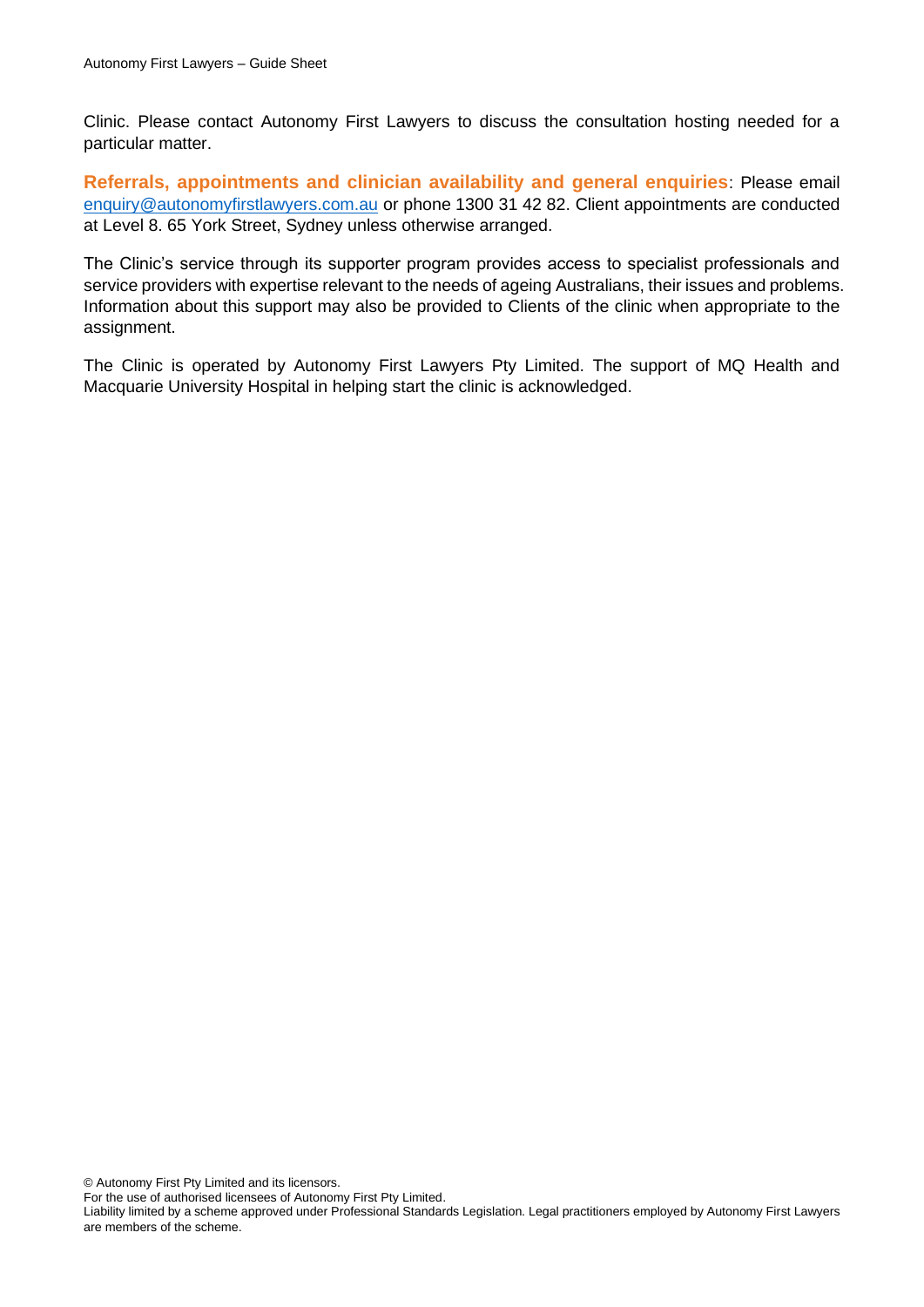Clinic. Please contact Autonomy First Lawyers to discuss the consultation hosting needed for a particular matter.

**Referrals, appointments and clinician availability and general enquiries**: Please email enquiry@autonomyfirstlawyers.com.au or phone 1300 31 42 82. Client appointments are conducted at Level 8. 65 York Street, Sydney unless otherwise arranged.

The Clinic's service through its supporter program provides access to specialist professionals and service providers with expertise relevant to the needs of ageing Australians, their issues and problems. Information about this support may also be provided to Clients of the clinic when appropriate to the assignment.

The Clinic is operated by Autonomy First Lawyers Pty Limited. The support of MQ Health and Macquarie University Hospital in helping start the clinic is acknowledged.

© Autonomy First Pty Limited and its licensors.
For the use of authorised licensees of Autonomy First Pty Limited.
Liability limited by a scheme approved under Professional Standards Legislation. Legal practitioners employed by Autonomy First Lawyers are members of the scheme.